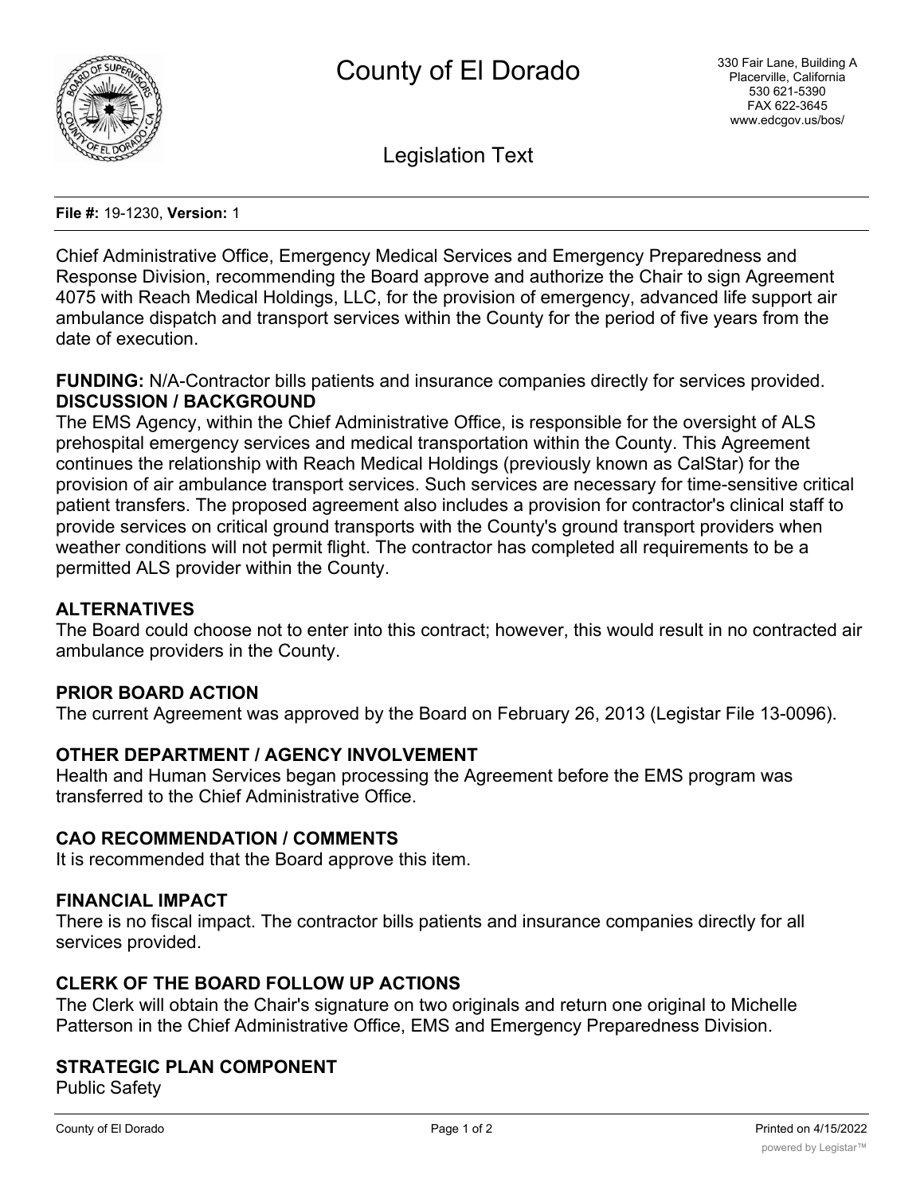# County of El Dorado

330 Fair Lane, Building A
Placerville, California
530 621-5390
FAX 622-3645
www.edcgov.us/bos/

## Legislation Text

**File #:** 19-1230, **Version:** 1

Chief Administrative Office, Emergency Medical Services and Emergency Preparedness and Response Division, recommending the Board approve and authorize the Chair to sign Agreement 4075 with Reach Medical Holdings, LLC, for the provision of emergency, advanced life support air ambulance dispatch and transport services within the County for the period of five years from the date of execution.

**FUNDING:** N/A-Contractor bills patients and insurance companies directly for services provided.

**DISCUSSION / BACKGROUND**

The EMS Agency, within the Chief Administrative Office, is responsible for the oversight of ALS prehospital emergency services and medical transportation within the County. This Agreement continues the relationship with Reach Medical Holdings (previously known as CalStar) for the provision of air ambulance transport services. Such services are necessary for time-sensitive critical patient transfers. The proposed agreement also includes a provision for contractor's clinical staff to provide services on critical ground transports with the County's ground transport providers when weather conditions will not permit flight. The contractor has completed all requirements to be a permitted ALS provider within the County.

**ALTERNATIVES**

The Board could choose not to enter into this contract; however, this would result in no contracted air ambulance providers in the County.

**PRIOR BOARD ACTION**

The current Agreement was approved by the Board on February 26, 2013 (Legistar File 13-0096).

**OTHER DEPARTMENT / AGENCY INVOLVEMENT**

Health and Human Services began processing the Agreement before the EMS program was transferred to the Chief Administrative Office.

**CAO RECOMMENDATION / COMMENTS**

It is recommended that the Board approve this item.

**FINANCIAL IMPACT**

There is no fiscal impact. The contractor bills patients and insurance companies directly for all services provided.

**CLERK OF THE BOARD FOLLOW UP ACTIONS**

The Clerk will obtain the Chair's signature on two originals and return one original to Michelle Patterson in the Chief Administrative Office, EMS and Emergency Preparedness Division.

**STRATEGIC PLAN COMPONENT**

Public Safety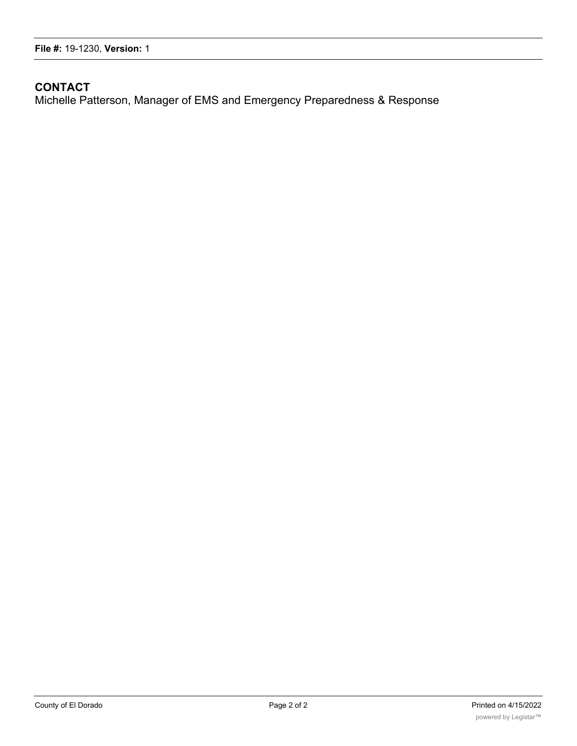## CONTACT

Michelle Patterson, Manager of EMS and Emergency Preparedness & Response